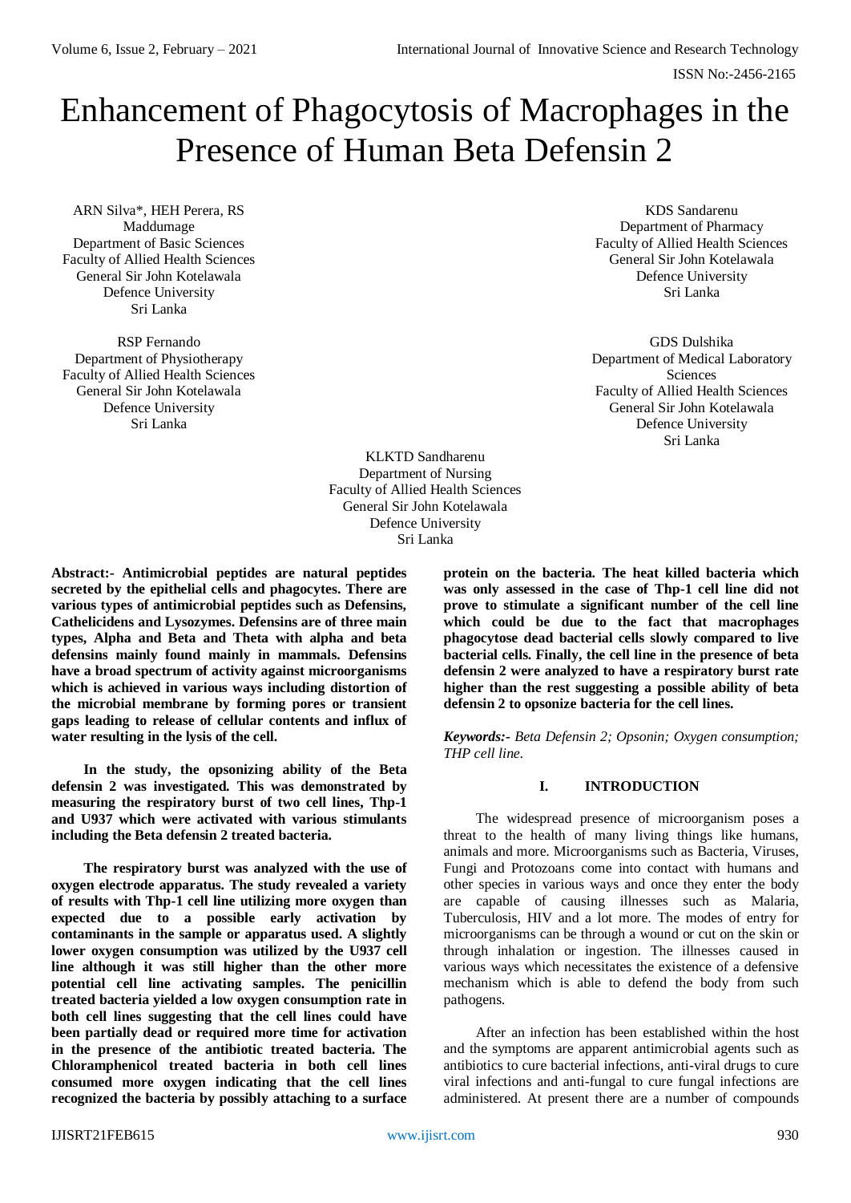# Enhancement of Phagocytosis of Macrophages in the Presence of Human Beta Defensin 2

ARN Silva*, HEH Perera, RS Maddumage
Department of Basic Sciences
Faculty of Allied Health Sciences
General Sir John Kotelawala Defence University
Sri Lanka

KDS Sandarenu
Department of Pharmacy
Faculty of Allied Health Sciences
General Sir John Kotelawala Defence University
Sri Lanka

RSP Fernando
Department of Physiotherapy
Faculty of Allied Health Sciences
General Sir John Kotelawala Defence University
Sri Lanka

GDS Dulshika
Department of Medical Laboratory Sciences
Faculty of Allied Health Sciences
General Sir John Kotelawala Defence University
Sri Lanka

KLKTD Sandharenu
Department of Nursing
Faculty of Allied Health Sciences
General Sir John Kotelawala Defence University
Sri Lanka

**Abstract:- Antimicrobial peptides are natural peptides secreted by the epithelial cells and phagocytes. There are various types of antimicrobial peptides such as Defensins, Cathelicidens and Lysozymes. Defensins are of three main types, Alpha and Beta and Theta with alpha and beta defensins mainly found mainly in mammals. Defensins have a broad spectrum of activity against microorganisms which is achieved in various ways including distortion of the microbial membrane by forming pores or transient gaps leading to release of cellular contents and influx of water resulting in the lysis of the cell.**

**In the study, the opsonizing ability of the Beta defensin 2 was investigated. This was demonstrated by measuring the respiratory burst of two cell lines, Thp-1 and U937 which were activated with various stimulants including the Beta defensin 2 treated bacteria.**

**The respiratory burst was analyzed with the use of oxygen electrode apparatus. The study revealed a variety of results with Thp-1 cell line utilizing more oxygen than expected due to a possible early activation by contaminants in the sample or apparatus used. A slightly lower oxygen consumption was utilized by the U937 cell line although it was still higher than the other more potential cell line activating samples. The penicillin treated bacteria yielded a low oxygen consumption rate in both cell lines suggesting that the cell lines could have been partially dead or required more time for activation in the presence of the antibiotic treated bacteria. The Chloramphenicol treated bacteria in both cell lines consumed more oxygen indicating that the cell lines recognized the bacteria by possibly attaching to a surface protein on the bacteria. The heat killed bacteria which was only assessed in the case of Thp-1 cell line did not prove to stimulate a significant number of the cell line which could be due to the fact that macrophages phagocytose dead bacterial cells slowly compared to live bacterial cells. Finally, the cell line in the presence of beta defensin 2 were analyzed to have a respiratory burst rate higher than the rest suggesting a possible ability of beta defensin 2 to opsonize bacteria for the cell lines.**

***Keywords:-*** *Beta Defensin 2; Opsonin; Oxygen consumption; THP cell line.*

## I. INTRODUCTION

The widespread presence of microorganism poses a threat to the health of many living things like humans, animals and more. Microorganisms such as Bacteria, Viruses, Fungi and Protozoans come into contact with humans and other species in various ways and once they enter the body are capable of causing illnesses such as Malaria, Tuberculosis, HIV and a lot more. The modes of entry for microorganisms can be through a wound or cut on the skin or through inhalation or ingestion. The illnesses caused in various ways which necessitates the existence of a defensive mechanism which is able to defend the body from such pathogens.

After an infection has been established within the host and the symptoms are apparent antimicrobial agents such as antibiotics to cure bacterial infections, anti-viral drugs to cure viral infections and anti-fungal to cure fungal infections are administered. At present there are a number of compounds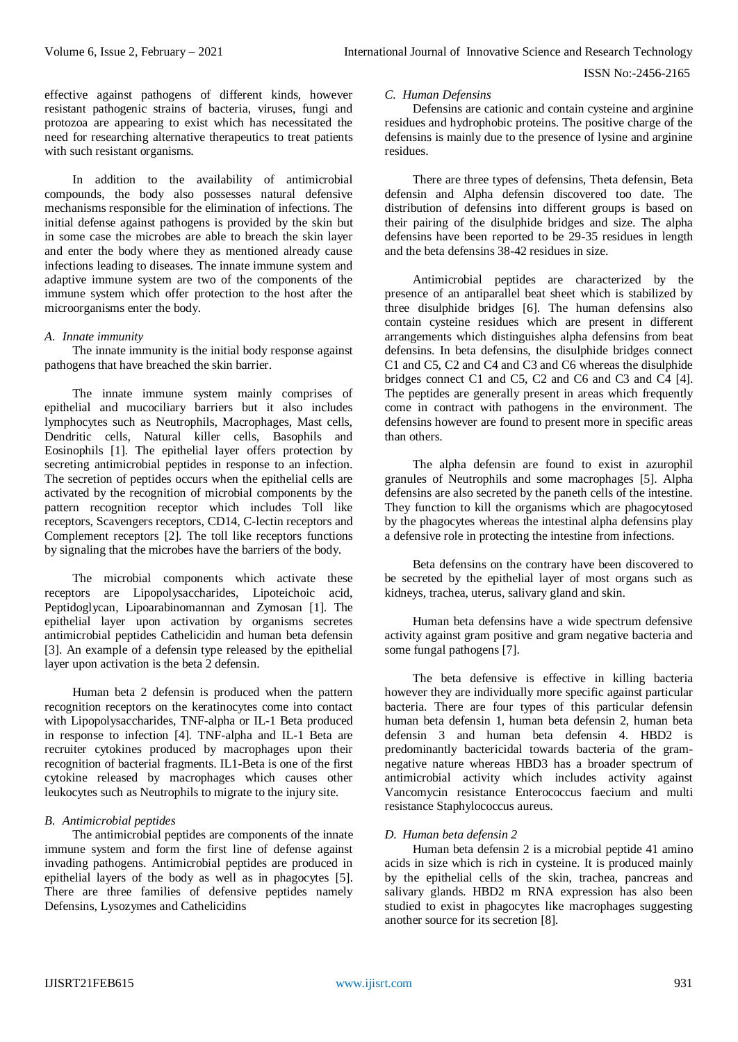effective against pathogens of different kinds, however resistant pathogenic strains of bacteria, viruses, fungi and protozoa are appearing to exist which has necessitated the need for researching alternative therapeutics to treat patients with such resistant organisms.

In addition to the availability of antimicrobial compounds, the body also possesses natural defensive mechanisms responsible for the elimination of infections. The initial defense against pathogens is provided by the skin but in some case the microbes are able to breach the skin layer and enter the body where they as mentioned already cause infections leading to diseases. The innate immune system and adaptive immune system are two of the components of the immune system which offer protection to the host after the microorganisms enter the body.

### *A. Innate immunity*

The innate immunity is the initial body response against pathogens that have breached the skin barrier.

The innate immune system mainly comprises of epithelial and mucociliary barriers but it also includes lymphocytes such as Neutrophils, Macrophages, Mast cells, Dendritic cells, Natural killer cells, Basophils and Eosinophils [1]. The epithelial layer offers protection by secreting antimicrobial peptides in response to an infection. The secretion of peptides occurs when the epithelial cells are activated by the recognition of microbial components by the pattern recognition receptor which includes Toll like receptors, Scavengers receptors, CD14, C-lectin receptors and Complement receptors [2]. The toll like receptors functions by signaling that the microbes have the barriers of the body.

The microbial components which activate these receptors are Lipopolysaccharides, Lipoteichoic acid, Peptidoglycan, Lipoarabinomannan and Zymosan [1]. The epithelial layer upon activation by organisms secretes antimicrobial peptides Cathelicidin and human beta defensin [3]. An example of a defensin type released by the epithelial layer upon activation is the beta 2 defensin.

Human beta 2 defensin is produced when the pattern recognition receptors on the keratinocytes come into contact with Lipopolysaccharides, TNF-alpha or IL-1 Beta produced in response to infection [4]. TNF-alpha and IL-1 Beta are recruiter cytokines produced by macrophages upon their recognition of bacterial fragments. IL1-Beta is one of the first cytokine released by macrophages which causes other leukocytes such as Neutrophils to migrate to the injury site.

### *B. Antimicrobial peptides*

The antimicrobial peptides are components of the innate immune system and form the first line of defense against invading pathogens. Antimicrobial peptides are produced in epithelial layers of the body as well as in phagocytes [5]. There are three families of defensive peptides namely Defensins, Lysozymes and Cathelicidins

### *C. Human Defensins*

Defensins are cationic and contain cysteine and arginine residues and hydrophobic proteins. The positive charge of the defensins is mainly due to the presence of lysine and arginine residues.

There are three types of defensins, Theta defensin, Beta defensin and Alpha defensin discovered too date. The distribution of defensins into different groups is based on their pairing of the disulphide bridges and size. The alpha defensins have been reported to be 29-35 residues in length and the beta defensins 38-42 residues in size.

Antimicrobial peptides are characterized by the presence of an antiparallel beat sheet which is stabilized by three disulphide bridges [6]. The human defensins also contain cysteine residues which are present in different arrangements which distinguishes alpha defensins from beat defensins. In beta defensins, the disulphide bridges connect C1 and C5, C2 and C4 and C3 and C6 whereas the disulphide bridges connect C1 and C5, C2 and C6 and C3 and C4 [4]. The peptides are generally present in areas which frequently come in contract with pathogens in the environment. The defensins however are found to present more in specific areas than others.

The alpha defensin are found to exist in azurophil granules of Neutrophils and some macrophages [5]. Alpha defensins are also secreted by the paneth cells of the intestine. They function to kill the organisms which are phagocytosed by the phagocytes whereas the intestinal alpha defensins play a defensive role in protecting the intestine from infections.

Beta defensins on the contrary have been discovered to be secreted by the epithelial layer of most organs such as kidneys, trachea, uterus, salivary gland and skin.

Human beta defensins have a wide spectrum defensive activity against gram positive and gram negative bacteria and some fungal pathogens [7].

The beta defensive is effective in killing bacteria however they are individually more specific against particular bacteria. There are four types of this particular defensin human beta defensin 1, human beta defensin 2, human beta defensin 3 and human beta defensin 4. HBD2 is predominantly bactericidal towards bacteria of the gram-negative nature whereas HBD3 has a broader spectrum of antimicrobial activity which includes activity against Vancomycin resistance Enterococcus faecium and multi resistance Staphylococcus aureus.

### *D. Human beta defensin 2*

Human beta defensin 2 is a microbial peptide 41 amino acids in size which is rich in cysteine. It is produced mainly by the epithelial cells of the skin, trachea, pancreas and salivary glands. HBD2 m RNA expression has also been studied to exist in phagocytes like macrophages suggesting another source for its secretion [8].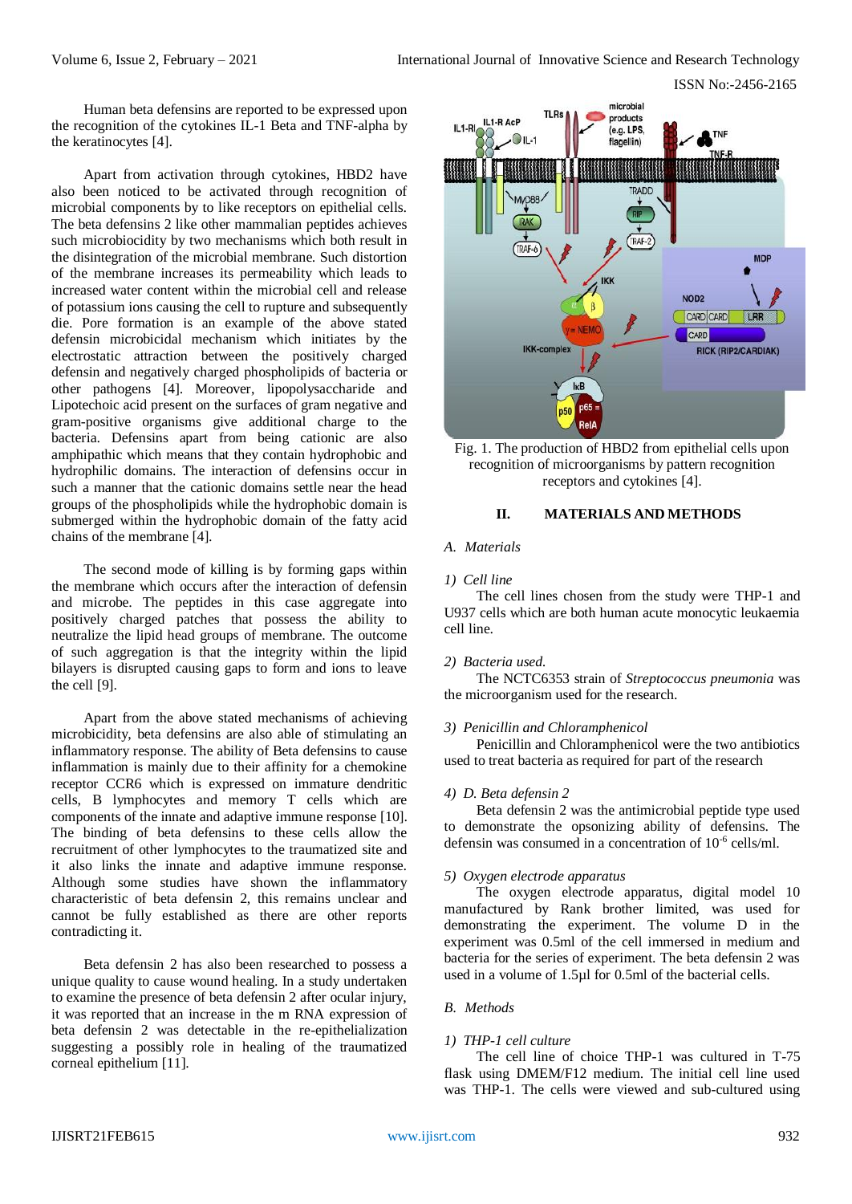Human beta defensins are reported to be expressed upon the recognition of the cytokines IL-1 Beta and TNF-alpha by the keratinocytes [4].

Apart from activation through cytokines, HBD2 have also been noticed to be activated through recognition of microbial components by to like receptors on epithelial cells. The beta defensins 2 like other mammalian peptides achieves such microbiocidity by two mechanisms which both result in the disintegration of the microbial membrane. Such distortion of the membrane increases its permeability which leads to increased water content within the microbial cell and release of potassium ions causing the cell to rupture and subsequently die. Pore formation is an example of the above stated defensin microbicidal mechanism which initiates by the electrostatic attraction between the positively charged defensin and negatively charged phospholipids of bacteria or other pathogens [4]. Moreover, lipopolysaccharide and Lipotechoic acid present on the surfaces of gram negative and gram-positive organisms give additional charge to the bacteria. Defensins apart from being cationic are also amphipathic which means that they contain hydrophobic and hydrophilic domains. The interaction of defensins occur in such a manner that the cationic domains settle near the head groups of the phospholipids while the hydrophobic domain is submerged within the hydrophobic domain of the fatty acid chains of the membrane [4].

The second mode of killing is by forming gaps within the membrane which occurs after the interaction of defensin and microbe. The peptides in this case aggregate into positively charged patches that possess the ability to neutralize the lipid head groups of membrane. The outcome of such aggregation is that the integrity within the lipid bilayers is disrupted causing gaps to form and ions to leave the cell [9].

Apart from the above stated mechanisms of achieving microbicidity, beta defensins are also able of stimulating an inflammatory response. The ability of Beta defensins to cause inflammation is mainly due to their affinity for a chemokine receptor CCR6 which is expressed on immature dendritic cells, B lymphocytes and memory T cells which are components of the innate and adaptive immune response [10]. The binding of beta defensins to these cells allow the recruitment of other lymphocytes to the traumatized site and it also links the innate and adaptive immune response. Although some studies have shown the inflammatory characteristic of beta defensin 2, this remains unclear and cannot be fully established as there are other reports contradicting it.

Beta defensin 2 has also been researched to possess a unique quality to cause wound healing. In a study undertaken to examine the presence of beta defensin 2 after ocular injury, it was reported that an increase in the m RNA expression of beta defensin 2 was detectable in the re-epithelialization suggesting a possibly role in healing of the traumatized corneal epithelium [11].

Fig. 1. The production of HBD2 from epithelial cells upon recognition of microorganisms by pattern recognition receptors and cytokines [4].

## II. MATERIALS AND METHODS

### *A. Materials*

*1) Cell line*

The cell lines chosen from the study were THP-1 and U937 cells which are both human acute monocytic leukaemia cell line.

*2) Bacteria used.*

The NCTC6353 strain of *Streptococcus pneumonia* was the microorganism used for the research.

*3) Penicillin and Chloramphenicol*

Penicillin and Chloramphenicol were the two antibiotics used to treat bacteria as required for part of the research

*4) D. Beta defensin 2*

Beta defensin 2 was the antimicrobial peptide type used to demonstrate the opsonizing ability of defensins. The defensin was consumed in a concentration of $10^{-6}$ cells/ml.

*5) Oxygen electrode apparatus*

The oxygen electrode apparatus, digital model 10 manufactured by Rank brother limited, was used for demonstrating the experiment. The volume D in the experiment was 0.5ml of the cell immersed in medium and bacteria for the series of experiment. The beta defensin 2 was used in a volume of 1.5µl for 0.5ml of the bacterial cells.

### *B. Methods*

*1) THP-1 cell culture*

The cell line of choice THP-1 was cultured in T-75 flask using DMEM/F12 medium. The initial cell line used was THP-1. The cells were viewed and sub-cultured using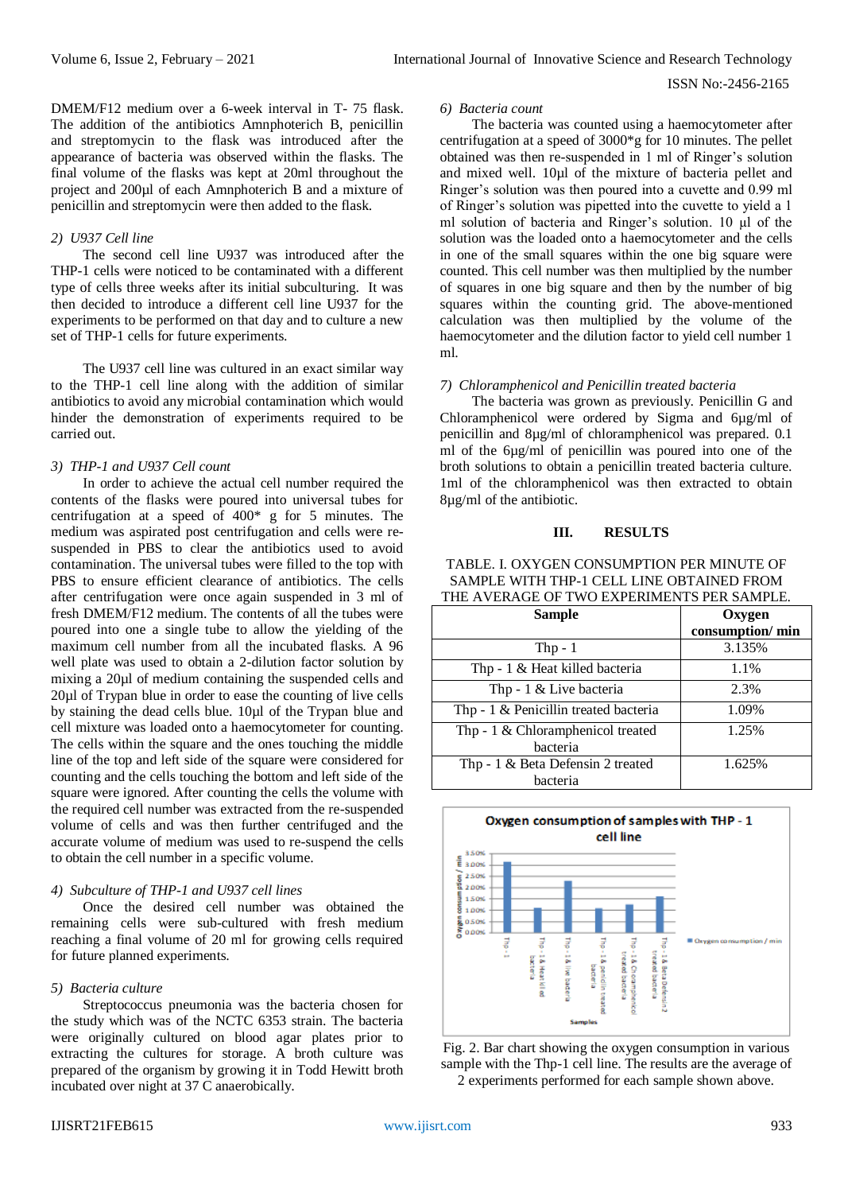DMEM/F12 medium over a 6-week interval in T- 75 flask. The addition of the antibiotics Amnphoterich B, penicillin and streptomycin to the flask was introduced after the appearance of bacteria was observed within the flasks. The final volume of the flasks was kept at 20ml throughout the project and 200µl of each Amnphoterich B and a mixture of penicillin and streptomycin were then added to the flask.

### *2) U937 Cell line*

The second cell line U937 was introduced after the THP-1 cells were noticed to be contaminated with a different type of cells three weeks after its initial subculturing. It was then decided to introduce a different cell line U937 for the experiments to be performed on that day and to culture a new set of THP-1 cells for future experiments.

The U937 cell line was cultured in an exact similar way to the THP-1 cell line along with the addition of similar antibiotics to avoid any microbial contamination which would hinder the demonstration of experiments required to be carried out.

### *3) THP-1 and U937 Cell count*

In order to achieve the actual cell number required the contents of the flasks were poured into universal tubes for centrifugation at a speed of 400* g for 5 minutes. The medium was aspirated post centrifugation and cells were re-suspended in PBS to clear the antibiotics used to avoid contamination. The universal tubes were filled to the top with PBS to ensure efficient clearance of antibiotics. The cells after centrifugation were once again suspended in 3 ml of fresh DMEM/F12 medium. The contents of all the tubes were poured into one a single tube to allow the yielding of the maximum cell number from all the incubated flasks. A 96 well plate was used to obtain a 2-dilution factor solution by mixing a 20µl of medium containing the suspended cells and 20µl of Trypan blue in order to ease the counting of live cells by staining the dead cells blue. 10µl of the Trypan blue and cell mixture was loaded onto a haemocytometer for counting. The cells within the square and the ones touching the middle line of the top and left side of the square were considered for counting and the cells touching the bottom and left side of the square were ignored. After counting the cells the volume with the required cell number was extracted from the re-suspended volume of cells and was then further centrifuged and the accurate volume of medium was used to re-suspend the cells to obtain the cell number in a specific volume.

### *4) Subculture of THP-1 and U937 cell lines*

Once the desired cell number was obtained the remaining cells were sub-cultured with fresh medium reaching a final volume of 20 ml for growing cells required for future planned experiments.

### *5) Bacteria culture*

Streptococcus pneumonia was the bacteria chosen for the study which was of the NCTC 6353 strain. The bacteria were originally cultured on blood agar plates prior to extracting the cultures for storage. A broth culture was prepared of the organism by growing it in Todd Hewitt broth incubated over night at 37 C anaerobically.

### *6) Bacteria count*

The bacteria was counted using a haemocytometer after centrifugation at a speed of 3000*g for 10 minutes. The pellet obtained was then re-suspended in 1 ml of Ringer's solution and mixed well. 10µl of the mixture of bacteria pellet and Ringer's solution was then poured into a cuvette and 0.99 ml of Ringer's solution was pipetted into the cuvette to yield a 1 ml solution of bacteria and Ringer's solution. 10 µl of the solution was the loaded onto a haemocytometer and the cells in one of the small squares within the one big square were counted. This cell number was then multiplied by the number of squares in one big square and then by the number of big squares within the counting grid. The above-mentioned calculation was then multiplied by the volume of the haemocytometer and the dilution factor to yield cell number 1 ml.

### *7) Chloramphenicol and Penicillin treated bacteria*

The bacteria was grown as previously. Penicillin G and Chloramphenicol were ordered by Sigma and 6µg/ml of penicillin and 8µg/ml of chloramphenicol was prepared. 0.1 ml of the 6µg/ml of penicillin was poured into one of the broth solutions to obtain a penicillin treated bacteria culture. 1ml of the chloramphenicol was then extracted to obtain 8µg/ml of the antibiotic.

## III. RESULTS

TABLE. I. OXYGEN CONSUMPTION PER MINUTE OF SAMPLE WITH THP-1 CELL LINE OBTAINED FROM THE AVERAGE OF TWO EXPERIMENTS PER SAMPLE.

| Sample | Oxygen consumption/ min |
|---|---|
| Thp - 1 | 3.135% |
| Thp - 1 & Heat killed bacteria | 1.1% |
| Thp - 1 & Live bacteria | 2.3% |
| Thp - 1 & Penicillin treated bacteria | 1.09% |
| Thp - 1 & Chloramphenicol treated bacteria | 1.25% |
| Thp - 1 & Beta Defensin 2 treated bacteria | 1.625% |

Fig. 2. Bar chart showing the oxygen consumption in various sample with the Thp-1 cell line. The results are the average of 2 experiments performed for each sample shown above.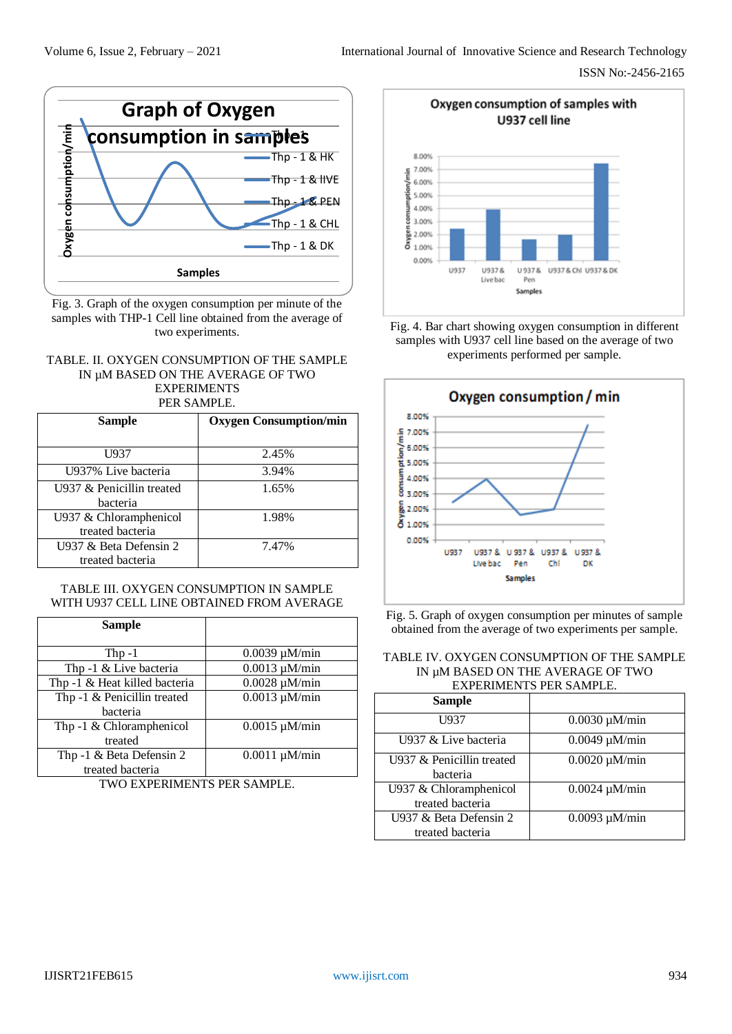Fig. 3. Graph of the oxygen consumption per minute of the samples with THP-1 Cell line obtained from the average of two experiments.

TABLE. II. OXYGEN CONSUMPTION OF THE SAMPLE IN µM BASED ON THE AVERAGE OF TWO EXPERIMENTS PER SAMPLE.

| Sample | Oxygen Consumption/min |
|---|---|
| U937 | 2.45% |
| U937% Live bacteria | 3.94% |
| U937 & Penicillin treated bacteria | 1.65% |
| U937 & Chloramphenicol treated bacteria | 1.98% |
| U937 & Beta Defensin 2 treated bacteria | 7.47% |

TABLE III. OXYGEN CONSUMPTION IN SAMPLE WITH U937 CELL LINE OBTAINED FROM AVERAGE TWO EXPERIMENTS PER SAMPLE.

| Sample | |
|---|---|
| Thp -1 | 0.0039 µM/min |
| Thp -1 & Live bacteria | 0.0013 µM/min |
| Thp -1 & Heat killed bacteria | 0.0028 µM/min |
| Thp -1 & Penicillin treated bacteria | 0.0013 µM/min |
| Thp -1 & Chloramphenicol treated | 0.0015 µM/min |
| Thp -1 & Beta Defensin 2 treated bacteria | 0.0011 µM/min |

Fig. 4. Bar chart showing oxygen consumption in different samples with U937 cell line based on the average of two experiments performed per sample.

Fig. 5. Graph of oxygen consumption per minutes of sample obtained from the average of two experiments per sample.

TABLE IV. OXYGEN CONSUMPTION OF THE SAMPLE IN µM BASED ON THE AVERAGE OF TWO EXPERIMENTS PER SAMPLE.

| Sample | |
|---|---|
| U937 | 0.0030 µM/min |
| U937 & Live bacteria | 0.0049 µM/min |
| U937 & Penicillin treated bacteria | 0.0020 µM/min |
| U937 & Chloramphenicol treated bacteria | 0.0024 µM/min |
| U937 & Beta Defensin 2 treated bacteria | 0.0093 µM/min |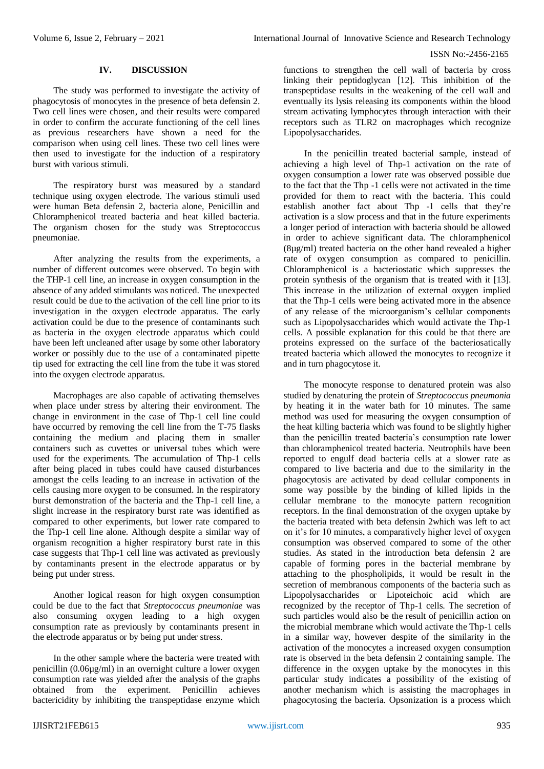## IV. DISCUSSION

The study was performed to investigate the activity of phagocytosis of monocytes in the presence of beta defensin 2. Two cell lines were chosen, and their results were compared in order to confirm the accurate functioning of the cell lines as previous researchers have shown a need for the comparison when using cell lines. These two cell lines were then used to investigate for the induction of a respiratory burst with various stimuli.

The respiratory burst was measured by a standard technique using oxygen electrode. The various stimuli used were human Beta defensin 2, bacteria alone, Penicillin and Chloramphenicol treated bacteria and heat killed bacteria. The organism chosen for the study was Streptococcus pneumoniae.

After analyzing the results from the experiments, a number of different outcomes were observed. To begin with the THP-1 cell line, an increase in oxygen consumption in the absence of any added stimulants was noticed. The unexpected result could be due to the activation of the cell line prior to its investigation in the oxygen electrode apparatus. The early activation could be due to the presence of contaminants such as bacteria in the oxygen electrode apparatus which could have been left uncleaned after usage by some other laboratory worker or possibly due to the use of a contaminated pipette tip used for extracting the cell line from the tube it was stored into the oxygen electrode apparatus.

Macrophages are also capable of activating themselves when place under stress by altering their environment. The change in environment in the case of Thp-1 cell line could have occurred by removing the cell line from the T-75 flasks containing the medium and placing them in smaller containers such as cuvettes or universal tubes which were used for the experiments. The accumulation of Thp-1 cells after being placed in tubes could have caused disturbances amongst the cells leading to an increase in activation of the cells causing more oxygen to be consumed. In the respiratory burst demonstration of the bacteria and the Thp-1 cell line, a slight increase in the respiratory burst rate was identified as compared to other experiments, but lower rate compared to the Thp-1 cell line alone. Although despite a similar way of organism recognition a higher respiratory burst rate in this case suggests that Thp-1 cell line was activated as previously by contaminants present in the electrode apparatus or by being put under stress.

Another logical reason for high oxygen consumption could be due to the fact that *Streptococcus pneumoniae* was also consuming oxygen leading to a high oxygen consumption rate as previously by contaminants present in the electrode apparatus or by being put under stress.

In the other sample where the bacteria were treated with penicillin (0.06μg/ml) in an overnight culture a lower oxygen consumption rate was yielded after the analysis of the graphs obtained from the experiment. Penicillin achieves bactericidity by inhibiting the transpeptidase enzyme which functions to strengthen the cell wall of bacteria by cross linking their peptidoglycan [12]. This inhibition of the transpeptidase results in the weakening of the cell wall and eventually its lysis releasing its components within the blood stream activating lymphocytes through interaction with their receptors such as TLR2 on macrophages which recognize Lipopolysaccharides.

In the penicillin treated bacterial sample, instead of achieving a high level of Thp-1 activation on the rate of oxygen consumption a lower rate was observed possible due to the fact that the Thp -1 cells were not activated in the time provided for them to react with the bacteria. This could establish another fact about Thp -1 cells that they're activation is a slow process and that in the future experiments a longer period of interaction with bacteria should be allowed in order to achieve significant data. The chloramphenicol (8μg/ml) treated bacteria on the other hand revealed a higher rate of oxygen consumption as compared to penicillin. Chloramphenicol is a bacteriostatic which suppresses the protein synthesis of the organism that is treated with it [13]. This increase in the utilization of external oxygen implied that the Thp-1 cells were being activated more in the absence of any release of the microorganism's cellular components such as Lipopolysaccharides which would activate the Thp-1 cells. A possible explanation for this could be that there are proteins expressed on the surface of the bacteriosatically treated bacteria which allowed the monocytes to recognize it and in turn phagocytose it.

The monocyte response to denatured protein was also studied by denaturing the protein of *Streptococcus pneumonia* by heating it in the water bath for 10 minutes. The same method was used for measuring the oxygen consumption of the heat killing bacteria which was found to be slightly higher than the penicillin treated bacteria's consumption rate lower than chloramphenicol treated bacteria. Neutrophils have been reported to engulf dead bacteria cells at a slower rate as compared to live bacteria and due to the similarity in the phagocytosis are activated by dead cellular components in some way possible by the binding of killed lipids in the cellular membrane to the monocyte pattern recognition receptors. In the final demonstration of the oxygen uptake by the bacteria treated with beta defensin 2which was left to act on it's for 10 minutes, a comparatively higher level of oxygen consumption was observed compared to some of the other studies. As stated in the introduction beta defensin 2 are capable of forming pores in the bacterial membrane by attaching to the phospholipids, it would be result in the secretion of membranous components of the bacteria such as Lipopolysaccharides or Lipoteichoic acid which are recognized by the receptor of Thp-1 cells. The secretion of such particles would also be the result of penicillin action on the microbial membrane which would activate the Thp-1 cells in a similar way, however despite of the similarity in the activation of the monocytes a increased oxygen consumption rate is observed in the beta defensin 2 containing sample. The difference in the oxygen uptake by the monocytes in this particular study indicates a possibility of the existing of another mechanism which is assisting the macrophages in phagocytosing the bacteria. Opsonization is a process which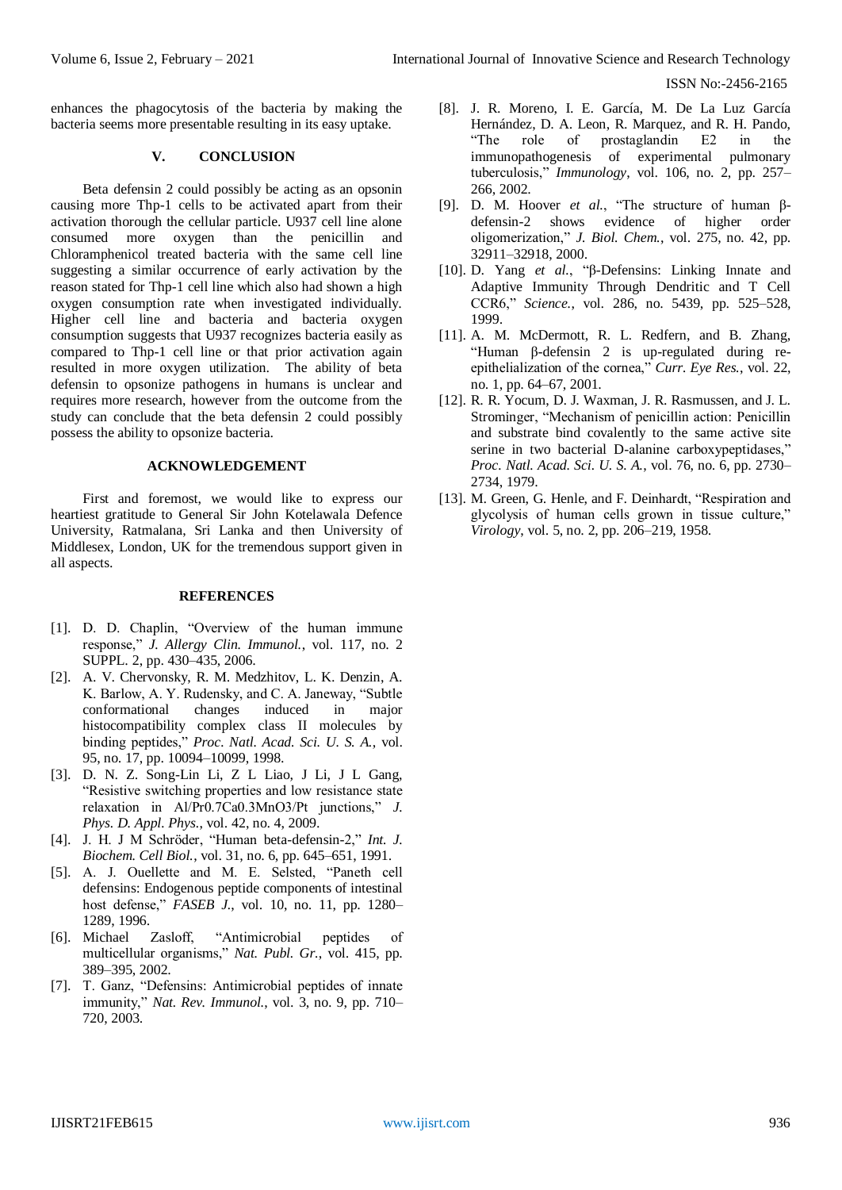enhances the phagocytosis of the bacteria by making the bacteria seems more presentable resulting in its easy uptake.

## V. CONCLUSION

Beta defensin 2 could possibly be acting as an opsonin causing more Thp-1 cells to be activated apart from their activation thorough the cellular particle. U937 cell line alone consumed more oxygen than the penicillin and Chloramphenicol treated bacteria with the same cell line suggesting a similar occurrence of early activation by the reason stated for Thp-1 cell line which also had shown a high oxygen consumption rate when investigated individually. Higher cell line and bacteria and bacteria oxygen consumption suggests that U937 recognizes bacteria easily as compared to Thp-1 cell line or that prior activation again resulted in more oxygen utilization. The ability of beta defensin to opsonize pathogens in humans is unclear and requires more research, however from the outcome from the study can conclude that the beta defensin 2 could possibly possess the ability to opsonize bacteria.

## ACKNOWLEDGEMENT

First and foremost, we would like to express our heartiest gratitude to General Sir John Kotelawala Defence University, Ratmalana, Sri Lanka and then University of Middlesex, London, UK for the tremendous support given in all aspects.

## REFERENCES

- [1]. D. D. Chaplin, "Overview of the human immune response," *J. Allergy Clin. Immunol.*, vol. 117, no. 2 SUPPL. 2, pp. 430–435, 2006.
- [2]. A. V. Chervonsky, R. M. Medzhitov, L. K. Denzin, A. K. Barlow, A. Y. Rudensky, and C. A. Janeway, "Subtle conformational changes induced in major histocompatibility complex class II molecules by binding peptides," *Proc. Natl. Acad. Sci. U. S. A.*, vol. 95, no. 17, pp. 10094–10099, 1998.
- [3]. D. N. Z. Song-Lin Li, Z L Liao, J Li, J L Gang, "Resistive switching properties and low resistance state relaxation in Al/Pr0.7Ca0.3MnO3/Pt junctions," *J. Phys. D. Appl. Phys.*, vol. 42, no. 4, 2009.
- [4]. J. H. J M Schröder, "Human beta-defensin-2," *Int. J. Biochem. Cell Biol.*, vol. 31, no. 6, pp. 645–651, 1991.
- [5]. A. J. Ouellette and M. E. Selsted, "Paneth cell defensins: Endogenous peptide components of intestinal host defense," *FASEB J.*, vol. 10, no. 11, pp. 1280–1289, 1996.
- [6]. Michael Zasloff, "Antimicrobial peptides of multicellular organisms," *Nat. Publ. Gr.*, vol. 415, pp. 389–395, 2002.
- [7]. T. Ganz, "Defensins: Antimicrobial peptides of innate immunity," *Nat. Rev. Immunol.*, vol. 3, no. 9, pp. 710–720, 2003.
- [8]. J. R. Moreno, I. E. García, M. De La Luz García Hernández, D. A. Leon, R. Marquez, and R. H. Pando, "The role of prostaglandin E2 in the immunopathogenesis of experimental pulmonary tuberculosis," *Immunology*, vol. 106, no. 2, pp. 257–266, 2002.
- [9]. D. M. Hoover *et al.*, "The structure of human β-defensin-2 shows evidence of higher order oligomerization," *J. Biol. Chem.*, vol. 275, no. 42, pp. 32911–32918, 2000.
- [10]. D. Yang *et al.*, "β-Defensins: Linking Innate and Adaptive Immunity Through Dendritic and T Cell CCR6," *Science.*, vol. 286, no. 5439, pp. 525–528, 1999.
- [11]. A. M. McDermott, R. L. Redfern, and B. Zhang, "Human β-defensin 2 is up-regulated during re-epithelialization of the cornea," *Curr. Eye Res.*, vol. 22, no. 1, pp. 64–67, 2001.
- [12]. R. R. Yocum, D. J. Waxman, J. R. Rasmussen, and J. L. Strominger, "Mechanism of penicillin action: Penicillin and substrate bind covalently to the same active site serine in two bacterial D-alanine carboxypeptidases," *Proc. Natl. Acad. Sci. U. S. A.*, vol. 76, no. 6, pp. 2730–2734, 1979.
- [13]. M. Green, G. Henle, and F. Deinhardt, "Respiration and glycolysis of human cells grown in tissue culture," *Virology*, vol. 5, no. 2, pp. 206–219, 1958.